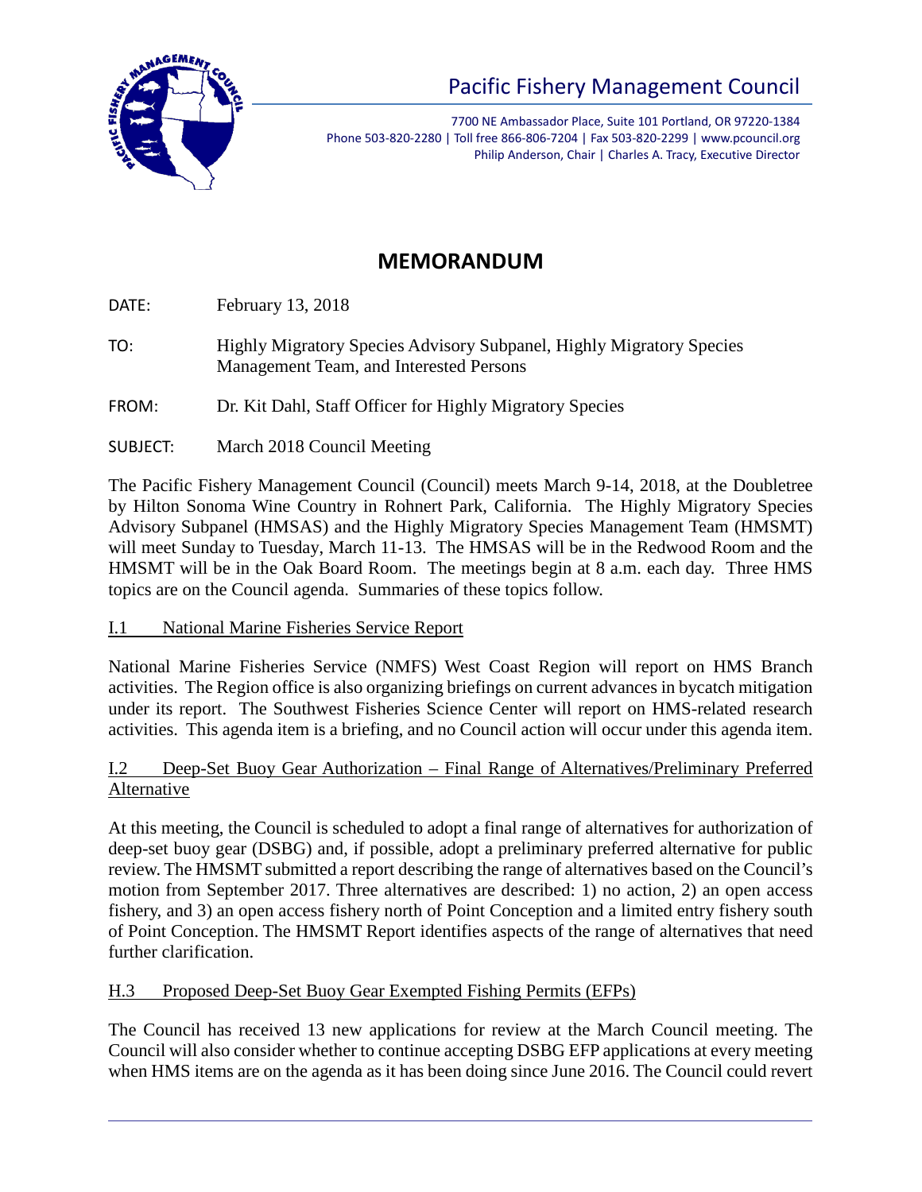Pacific Fishery Management Council

7700 NE Ambassador Place, Suite 101 Portland, OR 97220-1384
Phone 503-820-2280 | Toll free 866-806-7204 | Fax 503-820-2299 | www.pcouncil.org
Philip Anderson, Chair | Charles A. Tracy, Executive Director

# MEMORANDUM

DATE: February 13, 2018

TO: Highly Migratory Species Advisory Subpanel, Highly Migratory Species Management Team, and Interested Persons

FROM: Dr. Kit Dahl, Staff Officer for Highly Migratory Species

SUBJECT: March 2018 Council Meeting

The Pacific Fishery Management Council (Council) meets March 9-14, 2018, at the Doubletree by Hilton Sonoma Wine Country in Rohnert Park, California. The Highly Migratory Species Advisory Subpanel (HMSAS) and the Highly Migratory Species Management Team (HMSMT) will meet Sunday to Tuesday, March 11-13. The HMSAS will be in the Redwood Room and the HMSMT will be in the Oak Board Room. The meetings begin at 8 a.m. each day. Three HMS topics are on the Council agenda. Summaries of these topics follow.

## I.1 National Marine Fisheries Service Report

National Marine Fisheries Service (NMFS) West Coast Region will report on HMS Branch activities. The Region office is also organizing briefings on current advances in bycatch mitigation under its report. The Southwest Fisheries Science Center will report on HMS-related research activities. This agenda item is a briefing, and no Council action will occur under this agenda item.

## I.2 Deep-Set Buoy Gear Authorization – Final Range of Alternatives/Preliminary Preferred Alternative

At this meeting, the Council is scheduled to adopt a final range of alternatives for authorization of deep-set buoy gear (DSBG) and, if possible, adopt a preliminary preferred alternative for public review. The HMSMT submitted a report describing the range of alternatives based on the Council's motion from September 2017. Three alternatives are described: 1) no action, 2) an open access fishery, and 3) an open access fishery north of Point Conception and a limited entry fishery south of Point Conception. The HMSMT Report identifies aspects of the range of alternatives that need further clarification.

## H.3 Proposed Deep-Set Buoy Gear Exempted Fishing Permits (EFPs)

The Council has received 13 new applications for review at the March Council meeting. The Council will also consider whether to continue accepting DSBG EFP applications at every meeting when HMS items are on the agenda as it has been doing since June 2016. The Council could revert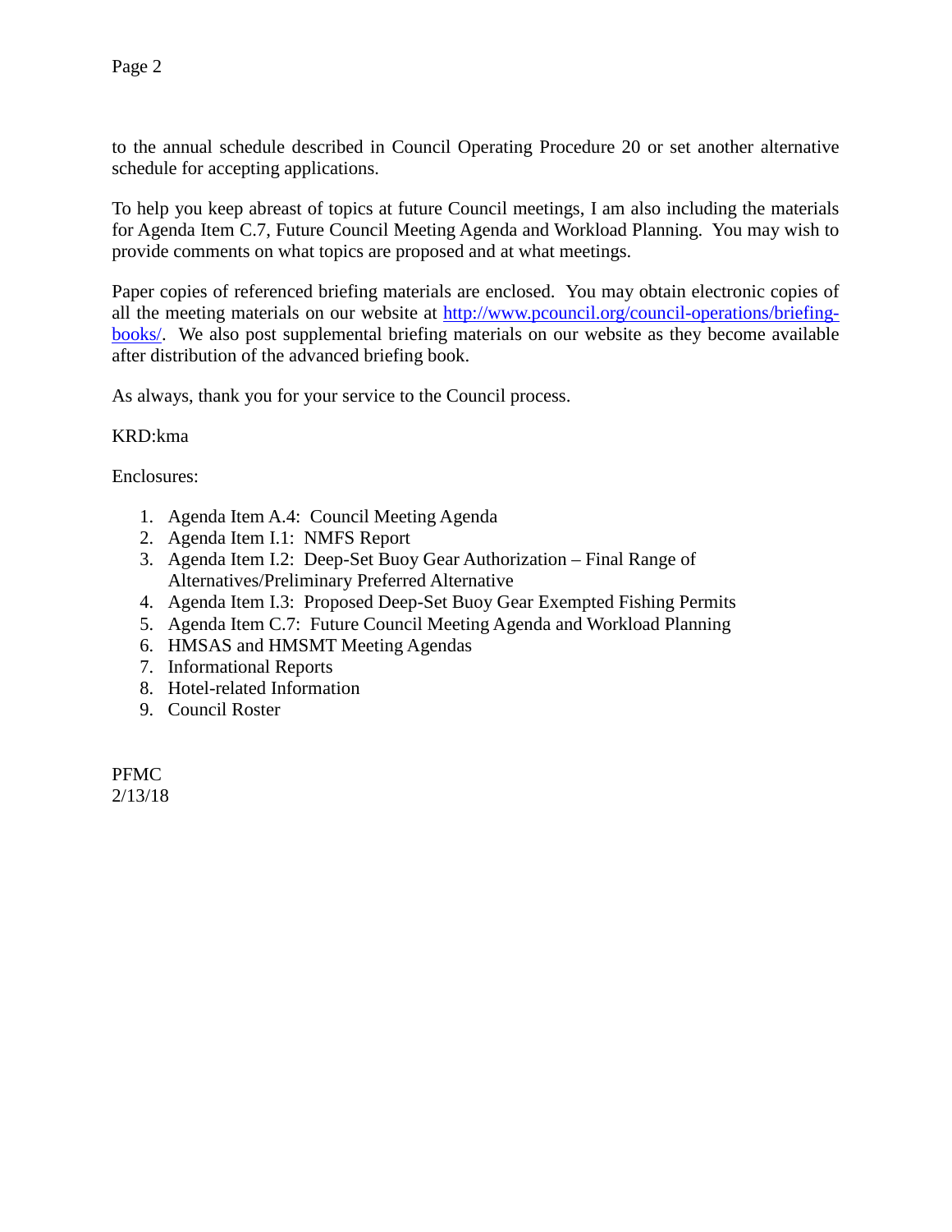to the annual schedule described in Council Operating Procedure 20 or set another alternative schedule for accepting applications.

To help you keep abreast of topics at future Council meetings, I am also including the materials for Agenda Item C.7, Future Council Meeting Agenda and Workload Planning. You may wish to provide comments on what topics are proposed and at what meetings.

Paper copies of referenced briefing materials are enclosed. You may obtain electronic copies of all the meeting materials on our website at [http://www.pcouncil.org/council-operations/briefing-books/](http://www.pcouncil.org/council-operations/briefing-books/). We also post supplemental briefing materials on our website as they become available after distribution of the advanced briefing book.

As always, thank you for your service to the Council process.

KRD:kma

Enclosures:

1. Agenda Item A.4: Council Meeting Agenda
2. Agenda Item I.1: NMFS Report
3. Agenda Item I.2: Deep-Set Buoy Gear Authorization – Final Range of Alternatives/Preliminary Preferred Alternative
4. Agenda Item I.3: Proposed Deep-Set Buoy Gear Exempted Fishing Permits
5. Agenda Item C.7: Future Council Meeting Agenda and Workload Planning
6. HMSAS and HMSMT Meeting Agendas
7. Informational Reports
8. Hotel-related Information
9. Council Roster

PFMC
2/13/18